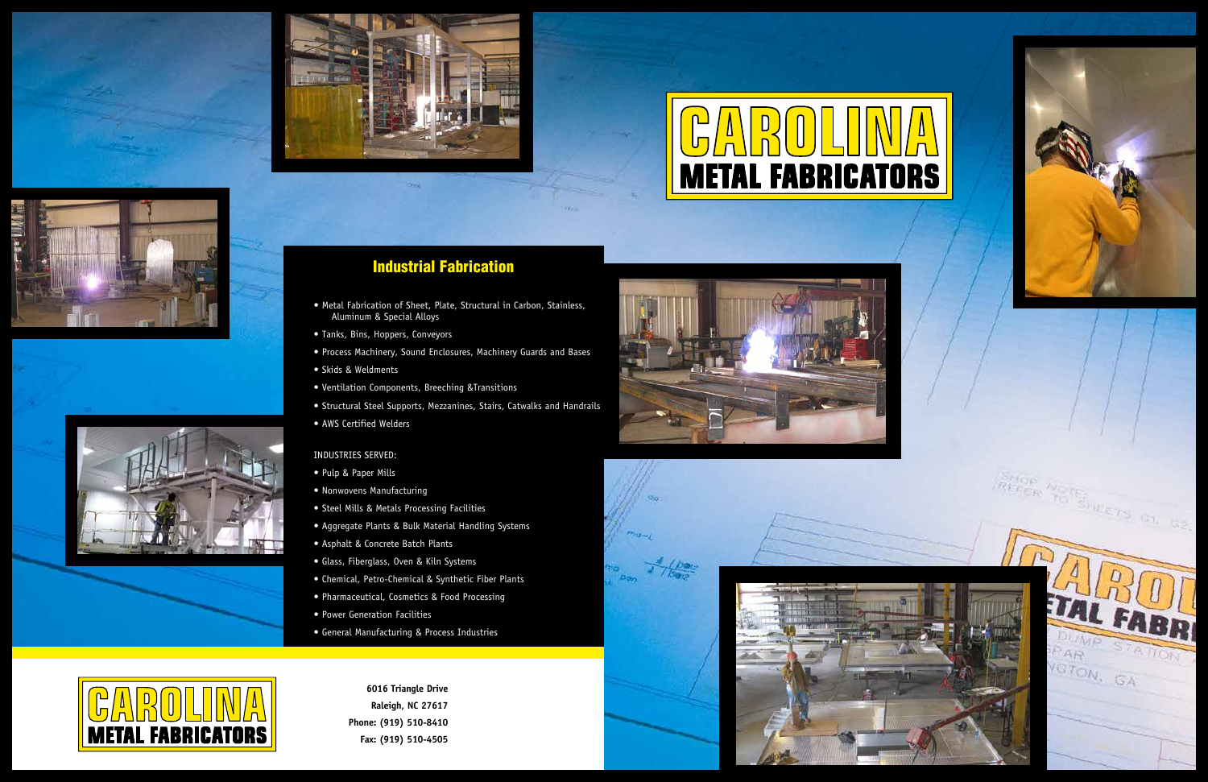# CAROLINA METAL FABRICATORS

## Industrial Fabrication

- Metal Fabrication of Sheet, Plate, Structural in Carbon, Stainless, Aluminum & Special Alloys
- Tanks, Bins, Hoppers, Conveyors
- Process Machinery, Sound Enclosures, Machinery Guards and Bases
- Skids & Weldments
- Ventilation Components, Breeching &Transitions
- Structural Steel Supports, Mezzanines, Stairs, Catwalks and Handrails
- AWS Certified Welders

INDUSTRIES SERVED:

- Pulp & Paper Mills
- Nonwovens Manufacturing
- Steel Mills & Metals Processing Facilities
- Aggregate Plants & Bulk Material Handling Systems
- Asphalt & Concrete Batch Plants
- Glass, Fiberglass, Oven & Kiln Systems
- Chemical, Petro-Chemical & Synthetic Fiber Plants
- Pharmaceutical, Cosmetics & Food Processing
- Power Generation Facilities
- General Manufacturing & Process Industries

CAROLINA METAL FABRICATORS

**6016 Triangle Drive**
**Raleigh, NC 27617**
**Phone: (919) 510-8410**
**Fax: (919) 510-4505**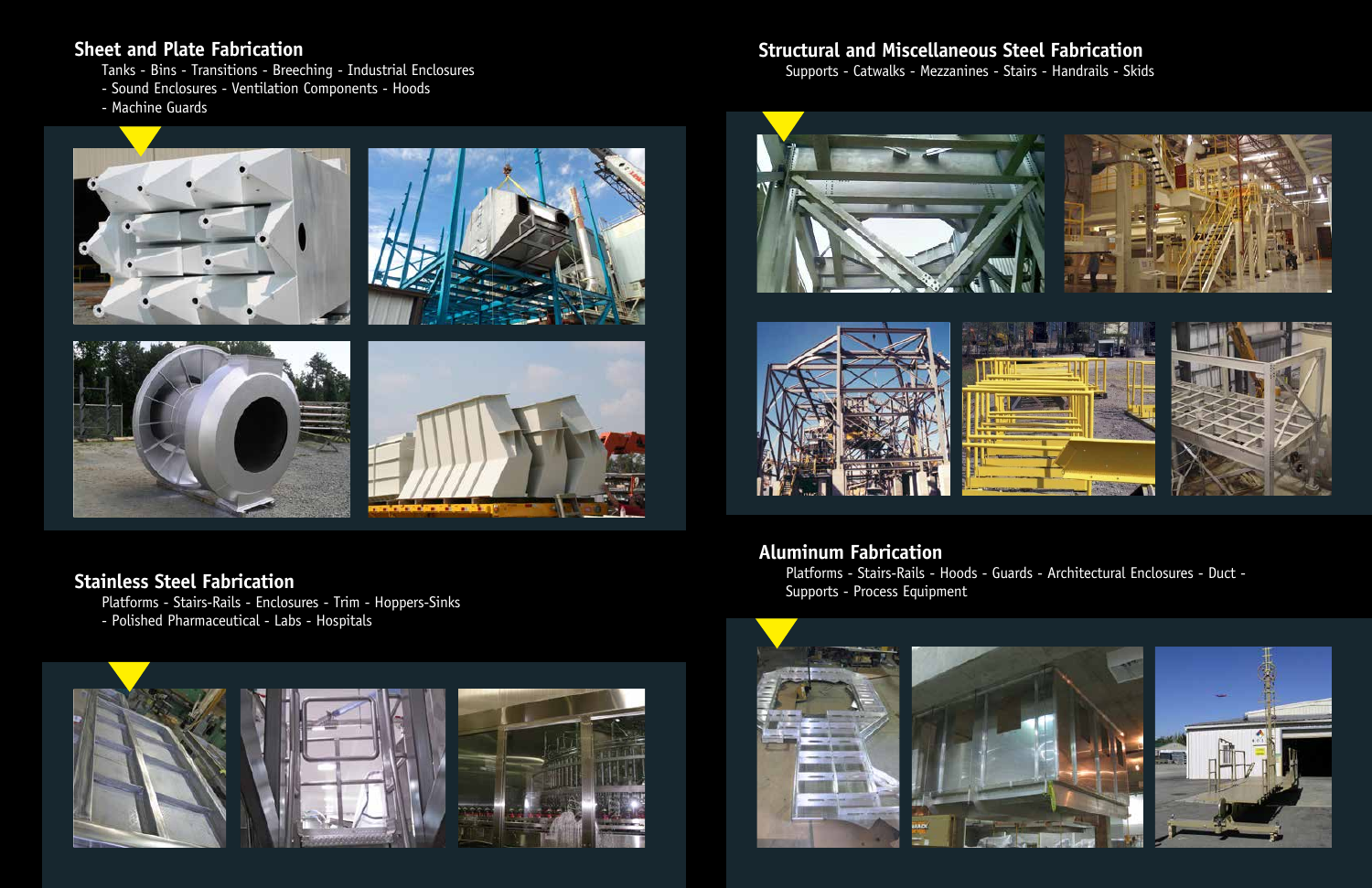## Sheet and Plate Fabrication

Tanks - Bins - Transitions - Breeching - Industrial Enclosures - Sound Enclosures - Ventilation Components - Hoods - Machine Guards

## Stainless Steel Fabrication

Platforms - Stairs-Rails - Enclosures - Trim - Hoppers-Sinks - Polished Pharmaceutical - Labs - Hospitals

## Structural and Miscellaneous Steel Fabrication

Supports - Catwalks - Mezzanines - Stairs - Handrails - Skids

## Aluminum Fabrication

Platforms - Stairs-Rails - Hoods - Guards - Architectural Enclosures - Duct - Supports - Process Equipment